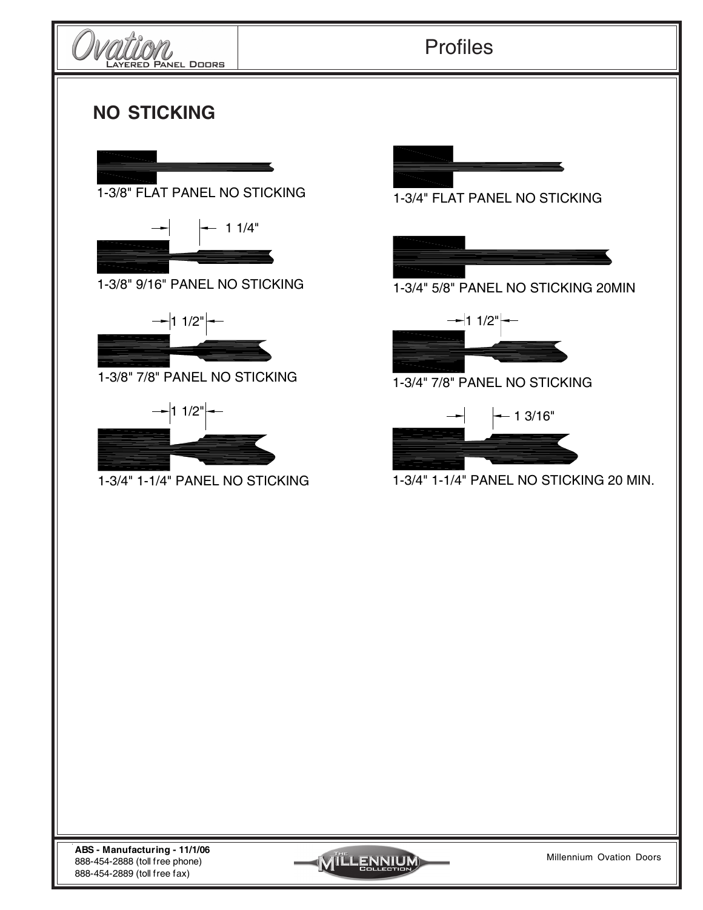# Ovation Layered Panel Doors

## Profiles

### NO STICKING

1-3/8" FLAT PANEL NO STICKING

1-3/4" FLAT PANEL NO STICKING

1 1/4"

1-3/8" 9/16" PANEL NO STICKING

1-3/4" 5/8" PANEL NO STICKING 20MIN

1 1/2"

1-3/8" 7/8" PANEL NO STICKING

1 1/2"

1-3/4" 7/8" PANEL NO STICKING

1 1/2"

1-3/4" 1-1/4" PANEL NO STICKING

1 3/16"

1-3/4" 1-1/4" PANEL NO STICKING 20 MIN.

**ABS - Manufacturing - 11/1/06**
888-454-2888 (toll free phone)
888-454-2889 (toll free fax)

The Millennium Collection

Millennium Ovation Doors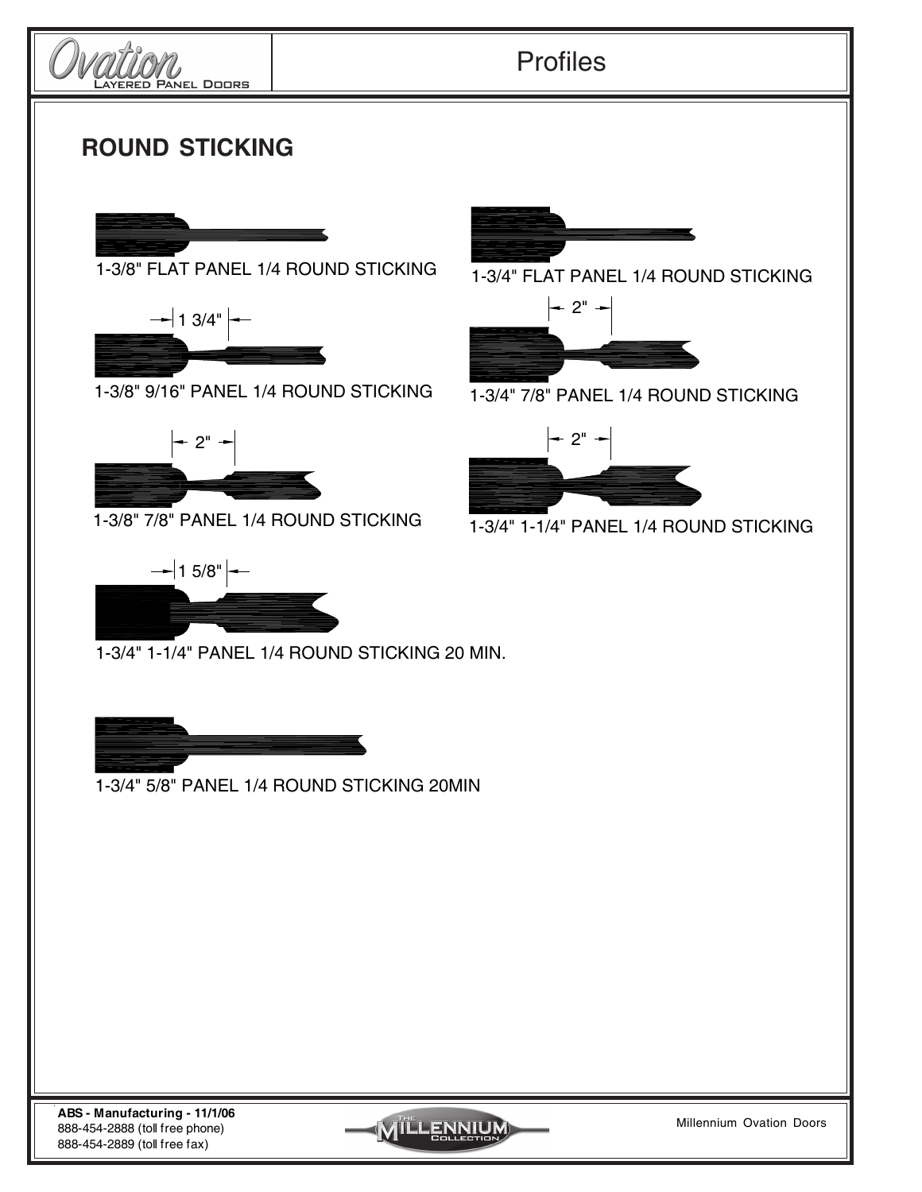## Profiles

# ROUND STICKING

1-3/8" FLAT PANEL 1/4 ROUND STICKING

1-3/4" FLAT PANEL 1/4 ROUND STICKING

1 3/4"

1-3/8" 9/16" PANEL 1/4 ROUND STICKING

2"

1-3/4" 7/8" PANEL 1/4 ROUND STICKING

2"

1-3/8" 7/8" PANEL 1/4 ROUND STICKING

2"

1-3/4" 1-1/4" PANEL 1/4 ROUND STICKING

1 5/8"

1-3/4" 1-1/4" PANEL 1/4 ROUND STICKING 20 MIN.

1-3/4" 5/8" PANEL 1/4 ROUND STICKING 20MIN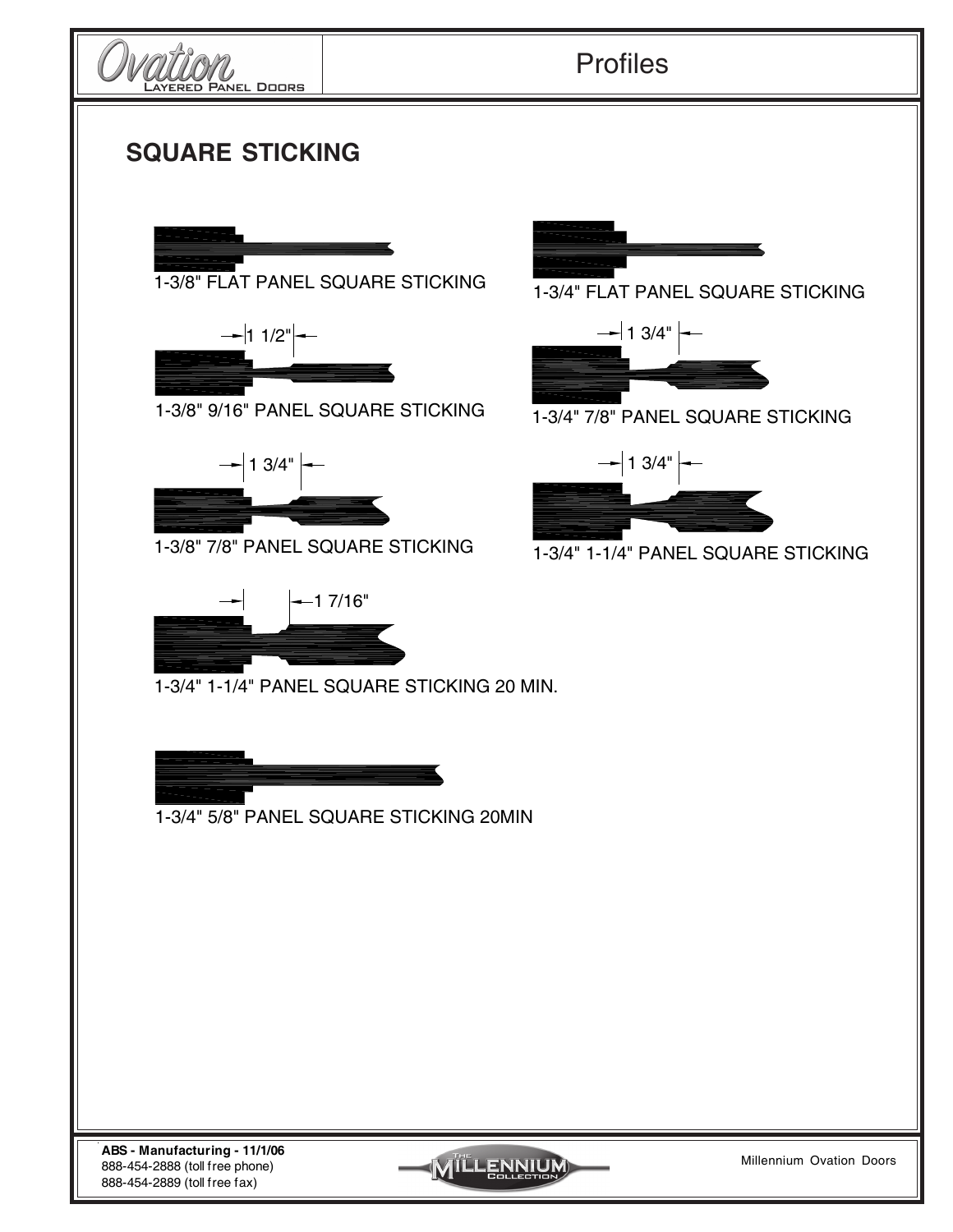# Profiles

## SQUARE STICKING

1-3/8" FLAT PANEL SQUARE STICKING

1-3/4" FLAT PANEL SQUARE STICKING

1 1/2"

1-3/8" 9/16" PANEL SQUARE STICKING

1 3/4"

1-3/4" 7/8" PANEL SQUARE STICKING

1 3/4"

1-3/8" 7/8" PANEL SQUARE STICKING

1 3/4"

1-3/4" 1-1/4" PANEL SQUARE STICKING

1 7/16"

1-3/4" 1-1/4" PANEL SQUARE STICKING 20 MIN.

1-3/4" 5/8" PANEL SQUARE STICKING 20MIN

**ABS - Manufacturing - 11/1/06**
888-454-2888 (toll free phone)
888-454-2889 (toll free fax)

Millennium Ovation Doors